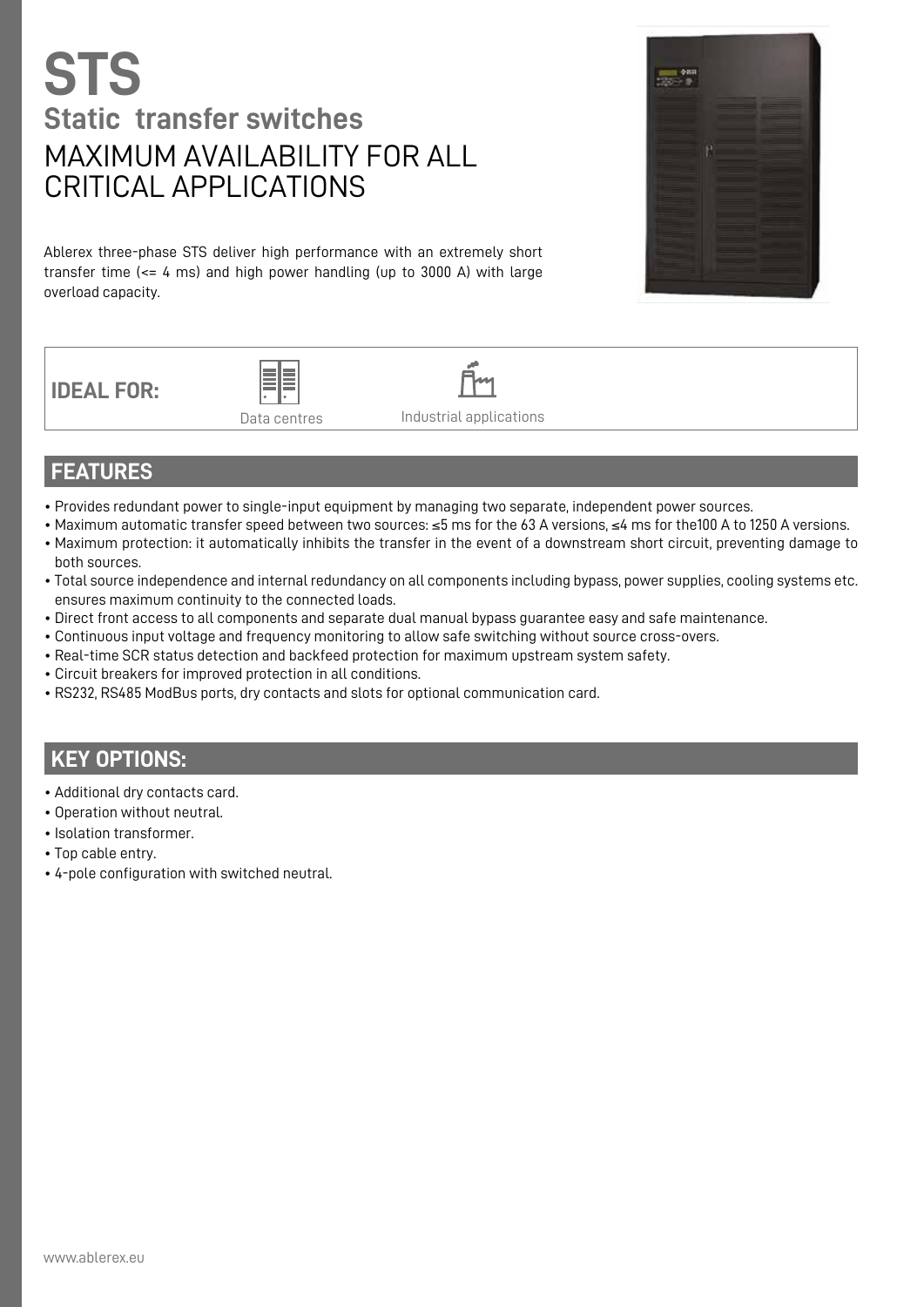# STS

## Static transfer switches

## MAXIMUM AVAILABILITY FOR ALL CRITICAL APPLICATIONS

Ablerex three-phase STS deliver high performance with an extremely short transfer time (<= 4 ms) and high power handling (up to 3000 A) with large overload capacity.

**IDEAL FOR:**

Data centres

Industrial applications

## FEATURES

- Provides redundant power to single-input equipment by managing two separate, independent power sources.
- Maximum automatic transfer speed between two sources: ≤5 ms for the 63 A versions, ≤4 ms for the100 A to 1250 A versions.
- Maximum protection: it automatically inhibits the transfer in the event of a downstream short circuit, preventing damage to both sources.
- Total source independence and internal redundancy on all components including bypass, power supplies, cooling systems etc. ensures maximum continuity to the connected loads.
- Direct front access to all components and separate dual manual bypass guarantee easy and safe maintenance.
- Continuous input voltage and frequency monitoring to allow safe switching without source cross-overs.
- Real-time SCR status detection and backfeed protection for maximum upstream system safety.
- Circuit breakers for improved protection in all conditions.
- RS232, RS485 ModBus ports, dry contacts and slots for optional communication card.

## KEY OPTIONS:

- Additional dry contacts card.
- Operation without neutral.
- Isolation transformer.
- Top cable entry.
- 4-pole configuration with switched neutral.

www.ablerex.eu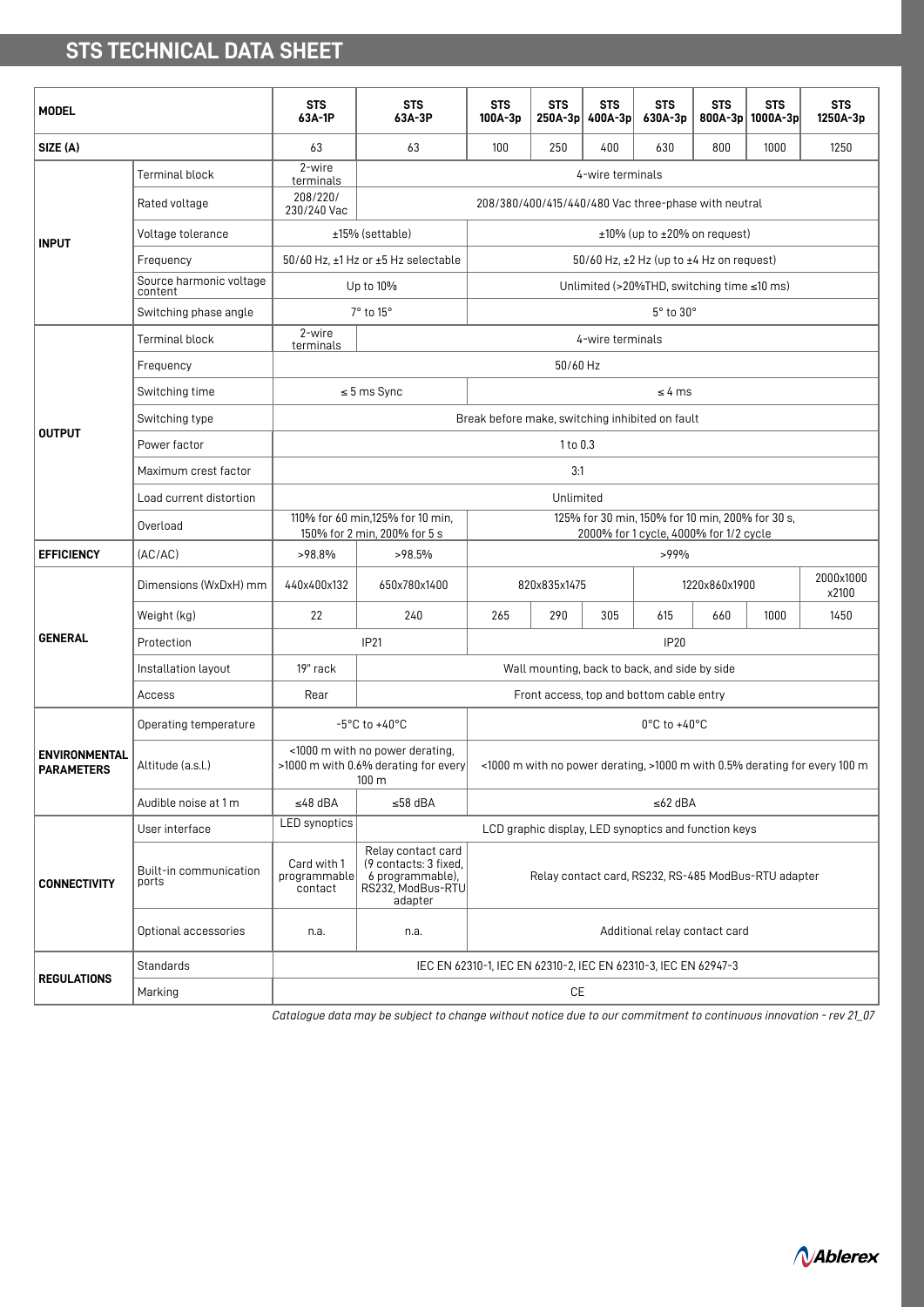# STS TECHNICAL DATA SHEET

| MODEL | | STS 63A-1P | STS 63A-3P | STS 100A-3p | STS 250A-3p | STS 400A-3p | STS 630A-3p | STS 800A-3p | STS 1000A-3p | STS 1250A-3p |
|---|---|---|---|---|---|---|---|---|---|---|
| **SIZE (A)** | | 63 | 63 | 100 | 250 | 400 | 630 | 800 | 1000 | 1250 |
| **INPUT** | Terminal block | 2-wire terminals | 4-wire terminals | | | | | | | |
| | Rated voltage | 208/220/ 230/240 Vac | 208/380/400/415/440/480 Vac three-phase with neutral | | | | | | | |
| | Voltage tolerance | ±15% (settable) | | ±10% (up to ±20% on request) | | | | | | |
| | Frequency | 50/60 Hz, ±1 Hz or ±5 Hz selectable | | 50/60 Hz, ±2 Hz (up to ±4 Hz on request) | | | | | | |
| | Source harmonic voltage content | Up to 10% | | Unlimited (>20%THD, switching time ≤10 ms) | | | | | | |
| | Switching phase angle | 7° to 15° | | 5° to 30° | | | | | | |
| **OUTPUT** | Terminal block | 2-wire terminals | 4-wire terminals | | | | | | | |
| | Frequency | 50/60 Hz | | | | | | | | |
| | Switching time | ≤ 5 ms Sync | | ≤ 4 ms | | | | | | |
| | Switching type | Break before make, switching inhibited on fault | | | | | | | | |
| | Power factor | 1 to 0.3 | | | | | | | | |
| | Maximum crest factor | 3:1 | | | | | | | | |
| | Load current distortion | Unlimited | | | | | | | | |
| | Overload | 110% for 60 min,125% for 10 min, 150% for 2 min, 200% for 5 s | | 125% for 30 min, 150% for 10 min, 200% for 30 s, 2000% for 1 cycle, 4000% for 1/2 cycle | | | | | | |
| **EFFICIENCY** | (AC/AC) | >98.8% | >98.5% | >99% | | | | | | |
| **GENERAL** | Dimensions (WxDxH) mm | 440x400x132 | 650x780x1400 | 820x835x1475 | | | 1220x860x1900 | | | 2000x1000 x2100 |
| | Weight (kg) | 22 | 240 | 265 | 290 | 305 | 615 | 660 | 1000 | 1450 |
| | Protection | IP21 | | IP20 | | | | | | |
| | Installation layout | 19" rack | Wall mounting, back to back, and side by side | | | | | | | |
| | Access | Rear | Front access, top and bottom cable entry | | | | | | | |
| **ENVIRONMENTAL PARAMETERS** | Operating temperature | -5°C to +40°C | | 0°C to +40°C | | | | | | |
| | Altitude (a.s.l.) | <1000 m with no power derating, >1000 m with 0.6% derating for every 100 m | | <1000 m with no power derating, >1000 m with 0.5% derating for every 100 m | | | | | | |
| | Audible noise at 1 m | ≤48 dBA | ≤58 dBA | ≤62 dBA | | | | | | |
| **CONNECTIVITY** | User interface | LED synoptics | LCD graphic display, LED synoptics and function keys | | | | | | | |
| | Built-in communication ports | Card with 1 programmable contact | Relay contact card (9 contacts: 3 fixed, 6 programmable), RS232, ModBus-RTU adapter | Relay contact card, RS232, RS-485 ModBus-RTU adapter | | | | | | |
| | Optional accessories | n.a. | n.a. | Additional relay contact card | | | | | | |
| **REGULATIONS** | Standards | IEC EN 62310-1, IEC EN 62310-2, IEC EN 62310-3, IEC EN 62947-3 | | | | | | | | |
| | Marking | CE | | | | | | | | |

*Catalogue data may be subject to change without notice due to our commitment to continuous innovation - rev 21_07*

Ablerex